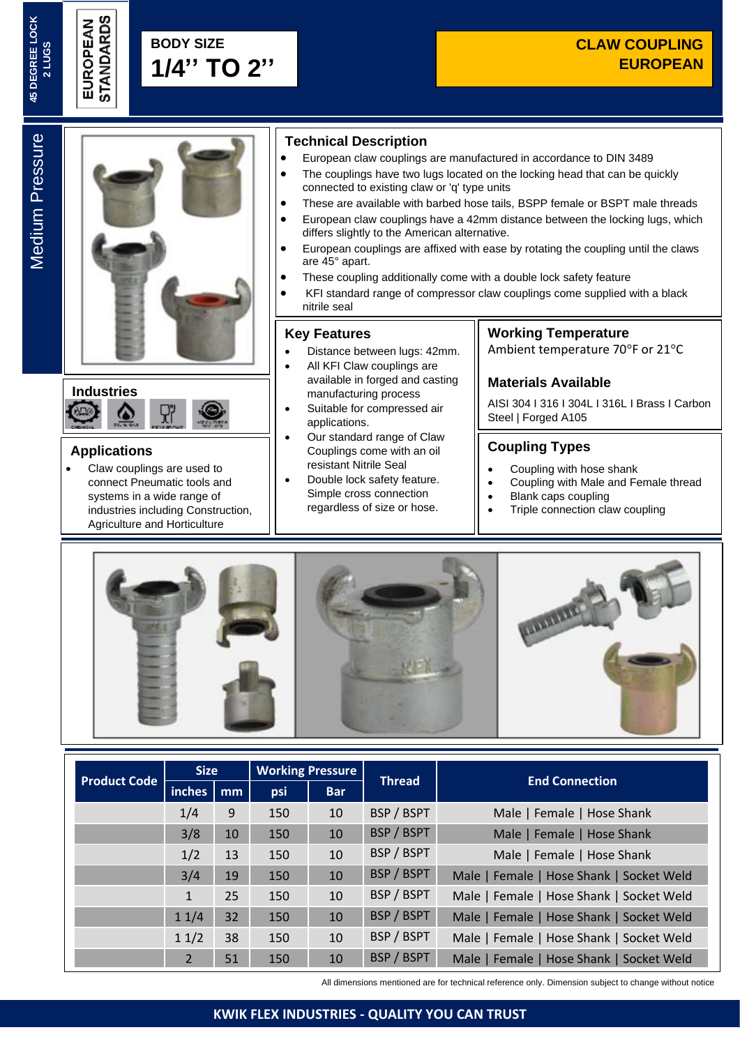45 DEGREE LOCK 2 LUGS

EUROPEAN STANDARDS

**BODY SIZE**

# 1/4'' TO 2''

## CLAW COUPLING EUROPEAN

Medium Pressure

## Technical Description

- European claw couplings are manufactured in accordance to DIN 3489
- The couplings have two lugs located on the locking head that can be quickly connected to existing claw or 'q' type units
- These are available with barbed hose tails, BSPP female or BSPT male threads
- European claw couplings have a 42mm distance between the locking lugs, which differs slightly to the American alternative.
- European couplings are affixed with ease by rotating the coupling until the claws are 45° apart.
- These coupling additionally come with a double lock safety feature
- KFI standard range of compressor claw couplings come supplied with a black nitrile seal

## Industries

## Applications

- Claw couplings are used to connect Pneumatic tools and systems in a wide range of industries including Construction, Agriculture and Horticulture

## Key Features

- Distance between lugs: 42mm.
- All KFI Claw couplings are available in forged and casting manufacturing process
- Suitable for compressed air applications.
- Our standard range of Claw Couplings come with an oil resistant Nitrile Seal
- Double lock safety feature. Simple cross connection regardless of size or hose.

## Working Temperature

Ambient temperature 70°F or 21°C

## Materials Available

AISI 304 I 316 I 304L I 316L I Brass I Carbon Steel | Forged A105

## Coupling Types

- Coupling with hose shank
- Coupling with Male and Female thread
- Blank caps coupling
- Triple connection claw coupling

| Product Code | Size | | Working Pressure | | Thread | End Connection |
|---|---|---|---|---|---|---|
| | inches | mm | psi | Bar | | |
| | 1/4 | 9 | 150 | 10 | BSP / BSPT | Male \| Female \| Hose Shank |
| | 3/8 | 10 | 150 | 10 | BSP / BSPT | Male \| Female \| Hose Shank |
| | 1/2 | 13 | 150 | 10 | BSP / BSPT | Male \| Female \| Hose Shank |
| | 3/4 | 19 | 150 | 10 | BSP / BSPT | Male \| Female \| Hose Shank \| Socket Weld |
| | 1 | 25 | 150 | 10 | BSP / BSPT | Male \| Female \| Hose Shank \| Socket Weld |
| | 1 1/4 | 32 | 150 | 10 | BSP / BSPT | Male \| Female \| Hose Shank \| Socket Weld |
| | 1 1/2 | 38 | 150 | 10 | BSP / BSPT | Male \| Female \| Hose Shank \| Socket Weld |
| | 2 | 51 | 150 | 10 | BSP / BSPT | Male \| Female \| Hose Shank \| Socket Weld |

All dimensions mentioned are for technical reference only. Dimension subject to change without notice

**KWIK FLEX INDUSTRIES - QUALITY YOU CAN TRUST**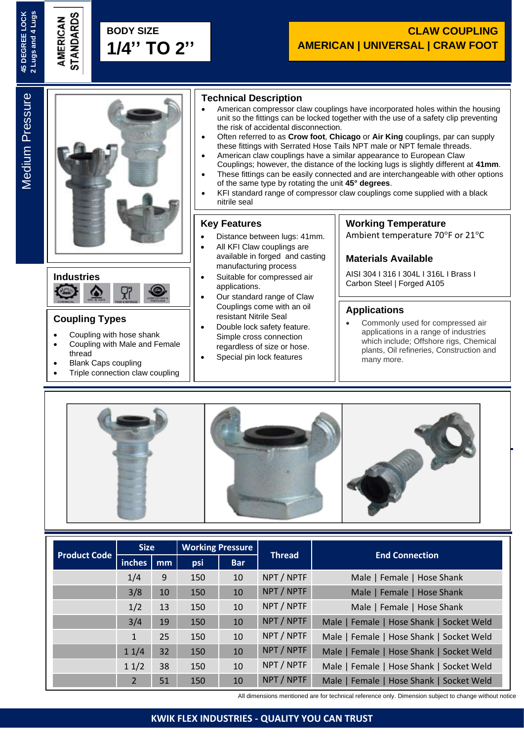45 DEGREE LOCK
2 Lugs and 4 Lugs

AMERICAN STANDARDS

**BODY SIZE**
# 1/4'' TO 2''

**CLAW COUPLING**
**AMERICAN | UNIVERSAL | CRAW FOOT**

Medium Pressure

## Technical Description

- American compressor claw couplings have incorporated holes within the housing unit so the fittings can be locked together with the use of a safety clip preventing the risk of accidental disconnection.
- Often referred to as **Crow foot**, **Chicago** or **Air King** couplings, par can supply these fittings with Serrated Hose Tails NPT male or NPT female threads.
- American claw couplings have a similar appearance to European Claw Couplings; however, the distance of the locking lugs is slightly different at **41mm**.
- These fittings can be easily connected and are interchangeable with other options of the same type by rotating the unit **45° degrees**.
- KFI standard range of compressor claw couplings come supplied with a black nitrile seal

## Industries

## Coupling Types

- Coupling with hose shank
- Coupling with Male and Female thread
- Blank Caps coupling
- Triple connection claw coupling

## Key Features

- Distance between lugs: 41mm.
- All KFI Claw couplings are available in forged and casting manufacturing process
- Suitable for compressed air applications.
- Our standard range of Claw Couplings come with an oil resistant Nitrile Seal
- Double lock safety feature. Simple cross connection regardless of size or hose.
- Special pin lock features

## Working Temperature

Ambient temperature 70°F or 21°C

## Materials Available

AISI 304 I 316 I 304L I 316L I Brass I Carbon Steel | Forged A105

## Applications

- Commonly used for compressed air applications in a range of industries which include; Offshore rigs, Chemical plants, Oil refineries, Construction and many more.

| Product Code | Size | | Working Pressure | | Thread | End Connection |
|---|---|---|---|---|---|---|
| | inches | mm | psi | Bar | | |
| | 1/4 | 9 | 150 | 10 | NPT / NPTF | Male \| Female \| Hose Shank |
| | 3/8 | 10 | 150 | 10 | NPT / NPTF | Male \| Female \| Hose Shank |
| | 1/2 | 13 | 150 | 10 | NPT / NPTF | Male \| Female \| Hose Shank |
| | 3/4 | 19 | 150 | 10 | NPT / NPTF | Male \| Female \| Hose Shank \| Socket Weld |
| | 1 | 25 | 150 | 10 | NPT / NPTF | Male \| Female \| Hose Shank \| Socket Weld |
| | 1 1/4 | 32 | 150 | 10 | NPT / NPTF | Male \| Female \| Hose Shank \| Socket Weld |
| | 1 1/2 | 38 | 150 | 10 | NPT / NPTF | Male \| Female \| Hose Shank \| Socket Weld |
| | 2 | 51 | 150 | 10 | NPT / NPTF | Male \| Female \| Hose Shank \| Socket Weld |

All dimensions mentioned are for technical reference only. Dimension subject to change without notice

**KWIK FLEX INDUSTRIES - QUALITY YOU CAN TRUST**